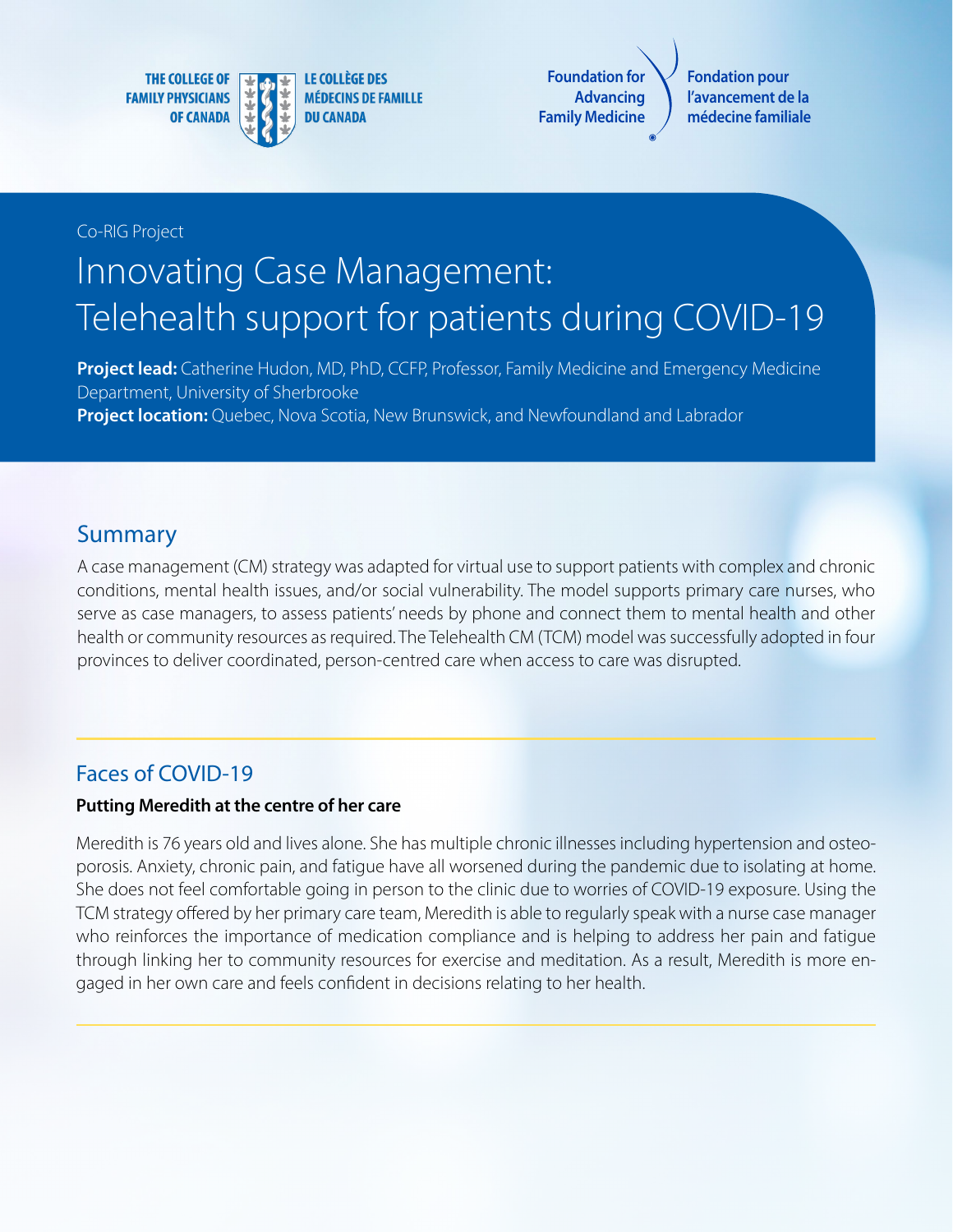THE COLLEGE OF FAMILY PHYSICIANS OF CANADA | LE COLLÈGE DES MÉDECINS DE FAMILLE DU CANADA

Foundation for Advancing Family Medicine | Fondation pour l'avancement de la médecine familiale

Co-RIG Project

# Innovating Case Management: Telehealth support for patients during COVID-19

**Project lead:** Catherine Hudon, MD, PhD, CCFP, Professor, Family Medicine and Emergency Medicine Department, University of Sherbrooke
**Project location:** Quebec, Nova Scotia, New Brunswick, and Newfoundland and Labrador

## Summary

A case management (CM) strategy was adapted for virtual use to support patients with complex and chronic conditions, mental health issues, and/or social vulnerability. The model supports primary care nurses, who serve as case managers, to assess patients' needs by phone and connect them to mental health and other health or community resources as required. The Telehealth CM (TCM) model was successfully adopted in four provinces to deliver coordinated, person-centred care when access to care was disrupted.

## Faces of COVID-19

**Putting Meredith at the centre of her care**

Meredith is 76 years old and lives alone. She has multiple chronic illnesses including hypertension and osteoporosis. Anxiety, chronic pain, and fatigue have all worsened during the pandemic due to isolating at home. She does not feel comfortable going in person to the clinic due to worries of COVID-19 exposure. Using the TCM strategy offered by her primary care team, Meredith is able to regularly speak with a nurse case manager who reinforces the importance of medication compliance and is helping to address her pain and fatigue through linking her to community resources for exercise and meditation. As a result, Meredith is more engaged in her own care and feels confident in decisions relating to her health.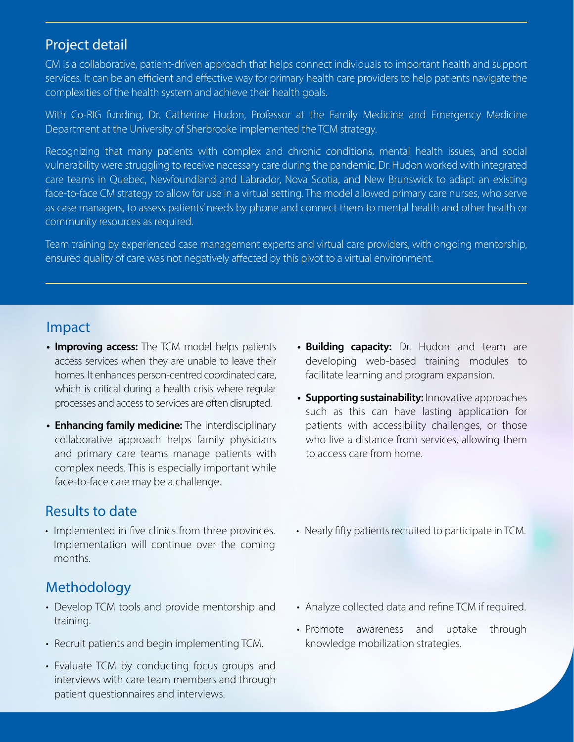## Project detail

CM is a collaborative, patient-driven approach that helps connect individuals to important health and support services. It can be an efficient and effective way for primary health care providers to help patients navigate the complexities of the health system and achieve their health goals.

With Co-RIG funding, Dr. Catherine Hudon, Professor at the Family Medicine and Emergency Medicine Department at the University of Sherbrooke implemented the TCM strategy.

Recognizing that many patients with complex and chronic conditions, mental health issues, and social vulnerability were struggling to receive necessary care during the pandemic, Dr. Hudon worked with integrated care teams in Quebec, Newfoundland and Labrador, Nova Scotia, and New Brunswick to adapt an existing face-to-face CM strategy to allow for use in a virtual setting. The model allowed primary care nurses, who serve as case managers, to assess patients' needs by phone and connect them to mental health and other health or community resources as required.

Team training by experienced case management experts and virtual care providers, with ongoing mentorship, ensured quality of care was not negatively affected by this pivot to a virtual environment.

## Impact

- **Improving access:** The TCM model helps patients access services when they are unable to leave their homes. It enhances person-centred coordinated care, which is critical during a health crisis where regular processes and access to services are often disrupted.
- **Enhancing family medicine:** The interdisciplinary collaborative approach helps family physicians and primary care teams manage patients with complex needs. This is especially important while face-to-face care may be a challenge.
- **Building capacity:** Dr. Hudon and team are developing web-based training modules to facilitate learning and program expansion.
- **Supporting sustainability:** Innovative approaches such as this can have lasting application for patients with accessibility challenges, or those who live a distance from services, allowing them to access care from home.

## Results to date

- Implemented in five clinics from three provinces. Implementation will continue over the coming months.
- Nearly fifty patients recruited to participate in TCM.

## Methodology

- Develop TCM tools and provide mentorship and training.
- Recruit patients and begin implementing TCM.
- Evaluate TCM by conducting focus groups and interviews with care team members and through patient questionnaires and interviews.
- Analyze collected data and refine TCM if required.
- Promote awareness and uptake through knowledge mobilization strategies.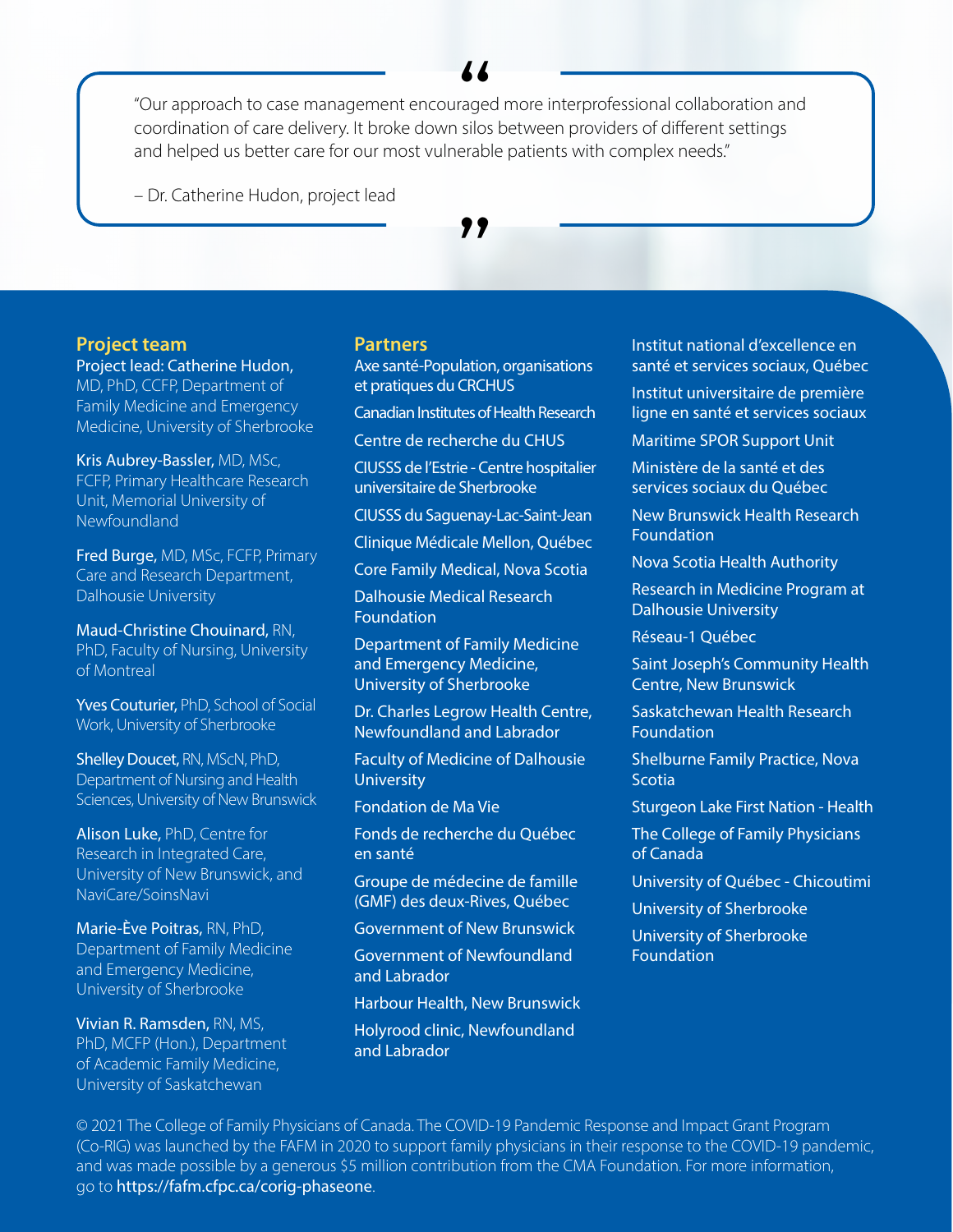> "Our approach to case management encouraged more interprofessional collaboration and coordination of care delivery. It broke down silos between providers of different settings and helped us better care for our most vulnerable patients with complex needs."
>
> – Dr. Catherine Hudon, project lead

## Project team

**Project lead: Catherine Hudon,** MD, PhD, CCFP, Department of Family Medicine and Emergency Medicine, University of Sherbrooke

**Kris Aubrey-Bassler,** MD, MSc, FCFP, Primary Healthcare Research Unit, Memorial University of Newfoundland

**Fred Burge,** MD, MSc, FCFP, Primary Care and Research Department, Dalhousie University

**Maud-Christine Chouinard,** RN, PhD, Faculty of Nursing, University of Montreal

**Yves Couturier,** PhD, School of Social Work, University of Sherbrooke

**Shelley Doucet,** RN, MScN, PhD, Department of Nursing and Health Sciences, University of New Brunswick

**Alison Luke,** PhD, Centre for Research in Integrated Care, University of New Brunswick, and NaviCare/SoinsNavi

**Marie-Ève Poitras,** RN, PhD, Department of Family Medicine and Emergency Medicine, University of Sherbrooke

**Vivian R. Ramsden,** RN, MS, PhD, MCFP (Hon.), Department of Academic Family Medicine, University of Saskatchewan

## Partners

Axe santé-Population, organisations et pratiques du CRCHUS

Canadian Institutes of Health Research

Centre de recherche du CHUS

CIUSSS de l'Estrie - Centre hospitalier universitaire de Sherbrooke

CIUSSS du Saguenay-Lac-Saint-Jean

Clinique Médicale Mellon, Québec

Core Family Medical, Nova Scotia

Dalhousie Medical Research Foundation

Department of Family Medicine and Emergency Medicine, University of Sherbrooke

Dr. Charles Legrow Health Centre, Newfoundland and Labrador

Faculty of Medicine of Dalhousie University

Fondation de Ma Vie

Fonds de recherche du Québec en santé

Groupe de médecine de famille (GMF) des deux-Rives, Québec

Government of New Brunswick

Government of Newfoundland and Labrador

Harbour Health, New Brunswick

Holyrood clinic, Newfoundland and Labrador

Institut national d'excellence en santé et services sociaux, Québec

Institut universitaire de première ligne en santé et services sociaux

Maritime SPOR Support Unit

Ministère de la santé et des services sociaux du Québec

New Brunswick Health Research Foundation

Nova Scotia Health Authority

Research in Medicine Program at Dalhousie University

Réseau-1 Québec

Saint Joseph's Community Health Centre, New Brunswick

Saskatchewan Health Research Foundation

Shelburne Family Practice, Nova Scotia

Sturgeon Lake First Nation - Health

The College of Family Physicians of Canada

University of Québec - Chicoutimi

University of Sherbrooke

University of Sherbrooke Foundation

© 2021 The College of Family Physicians of Canada. The COVID-19 Pandemic Response and Impact Grant Program (Co-RIG) was launched by the FAFM in 2020 to support family physicians in their response to the COVID-19 pandemic, and was made possible by a generous $5 million contribution from the CMA Foundation. For more information, go to **https://fafm.cfpc.ca/corig-phaseone**.